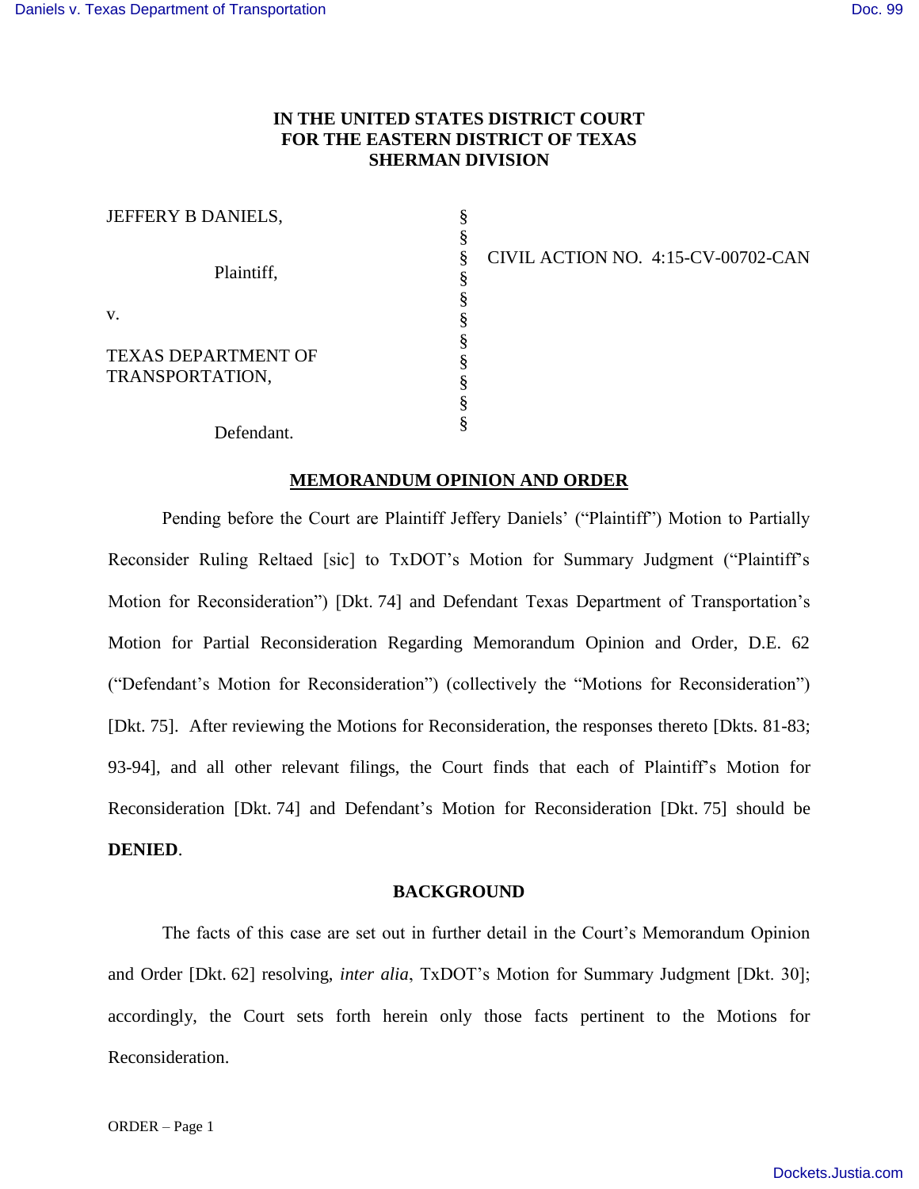**IN THE UNITED STATES DISTRICT COURT**
**FOR THE EASTERN DISTRICT OF TEXAS**
**SHERMAN DIVISION**

| | | |
|---|---|---|
| JEFFERY B DANIELS, | § | |
| | § | |
| Plaintiff, | § | CIVIL ACTION NO. 4:15-CV-00702-CAN |
| | § | |
| v. | § | |
| | § | |
| TEXAS DEPARTMENT OF TRANSPORTATION, | § | |
| | § | |
| Defendant. | § | |

## MEMORANDUM OPINION AND ORDER

Pending before the Court are Plaintiff Jeffery Daniels' ("Plaintiff") Motion to Partially Reconsider Ruling Reltaed [sic] to TxDOT's Motion for Summary Judgment ("Plaintiff's Motion for Reconsideration") [Dkt. 74] and Defendant Texas Department of Transportation's Motion for Partial Reconsideration Regarding Memorandum Opinion and Order, D.E. 62 ("Defendant's Motion for Reconsideration") (collectively the "Motions for Reconsideration") [Dkt. 75]. After reviewing the Motions for Reconsideration, the responses thereto [Dkts. 81-83; 93-94], and all other relevant filings, the Court finds that each of Plaintiff's Motion for Reconsideration [Dkt. 74] and Defendant's Motion for Reconsideration [Dkt. 75] should be **DENIED**.

## BACKGROUND

The facts of this case are set out in further detail in the Court's Memorandum Opinion and Order [Dkt. 62] resolving, *inter alia*, TxDOT's Motion for Summary Judgment [Dkt. 30]; accordingly, the Court sets forth herein only those facts pertinent to the Motions for Reconsideration.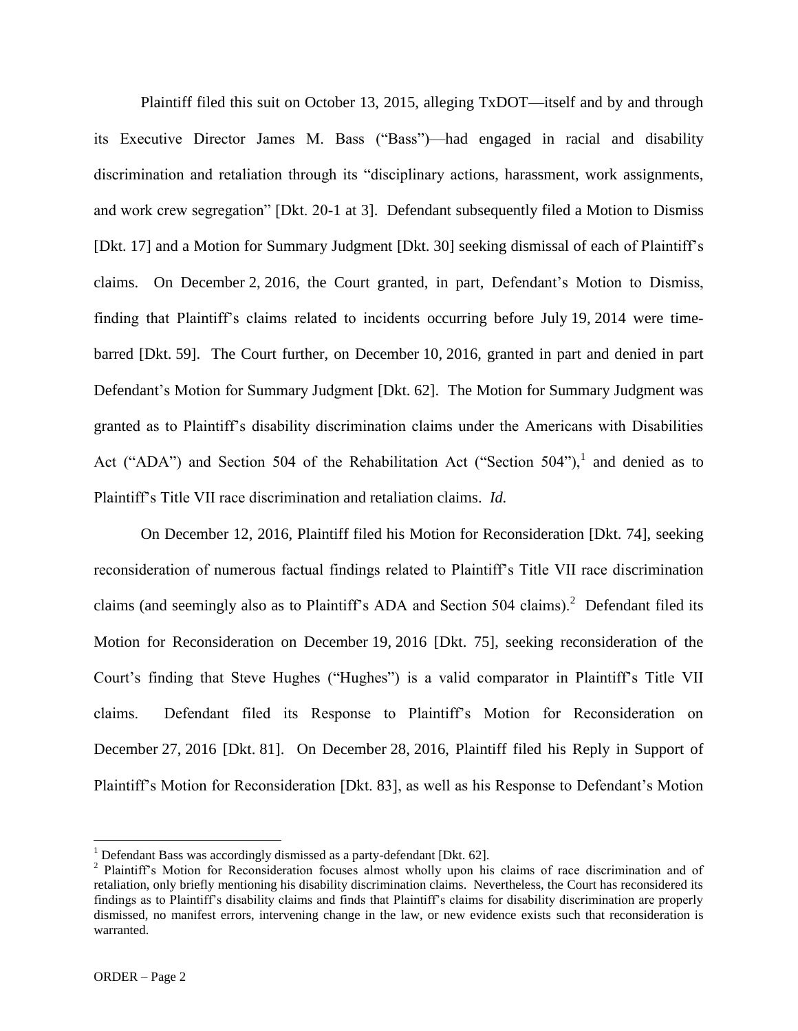Plaintiff filed this suit on October 13, 2015, alleging TxDOT—itself and by and through its Executive Director James M. Bass ("Bass")—had engaged in racial and disability discrimination and retaliation through its "disciplinary actions, harassment, work assignments, and work crew segregation" [Dkt. 20-1 at 3]. Defendant subsequently filed a Motion to Dismiss [Dkt. 17] and a Motion for Summary Judgment [Dkt. 30] seeking dismissal of each of Plaintiff's claims. On December 2, 2016, the Court granted, in part, Defendant's Motion to Dismiss, finding that Plaintiff's claims related to incidents occurring before July 19, 2014 were time-barred [Dkt. 59]. The Court further, on December 10, 2016, granted in part and denied in part Defendant's Motion for Summary Judgment [Dkt. 62]. The Motion for Summary Judgment was granted as to Plaintiff's disability discrimination claims under the Americans with Disabilities Act ("ADA") and Section 504 of the Rehabilitation Act ("Section 504"),[1] and denied as to Plaintiff's Title VII race discrimination and retaliation claims. *Id.*

On December 12, 2016, Plaintiff filed his Motion for Reconsideration [Dkt. 74], seeking reconsideration of numerous factual findings related to Plaintiff's Title VII race discrimination claims (and seemingly also as to Plaintiff's ADA and Section 504 claims).[2] Defendant filed its Motion for Reconsideration on December 19, 2016 [Dkt. 75], seeking reconsideration of the Court's finding that Steve Hughes ("Hughes") is a valid comparator in Plaintiff's Title VII claims. Defendant filed its Response to Plaintiff's Motion for Reconsideration on December 27, 2016 [Dkt. 81]. On December 28, 2016, Plaintiff filed his Reply in Support of Plaintiff's Motion for Reconsideration [Dkt. 83], as well as his Response to Defendant's Motion

---

[1] Defendant Bass was accordingly dismissed as a party-defendant [Dkt. 62].

[2] Plaintiff's Motion for Reconsideration focuses almost wholly upon his claims of race discrimination and of retaliation, only briefly mentioning his disability discrimination claims. Nevertheless, the Court has reconsidered its findings as to Plaintiff's disability claims and finds that Plaintiff's claims for disability discrimination are properly dismissed, no manifest errors, intervening change in the law, or new evidence exists such that reconsideration is warranted.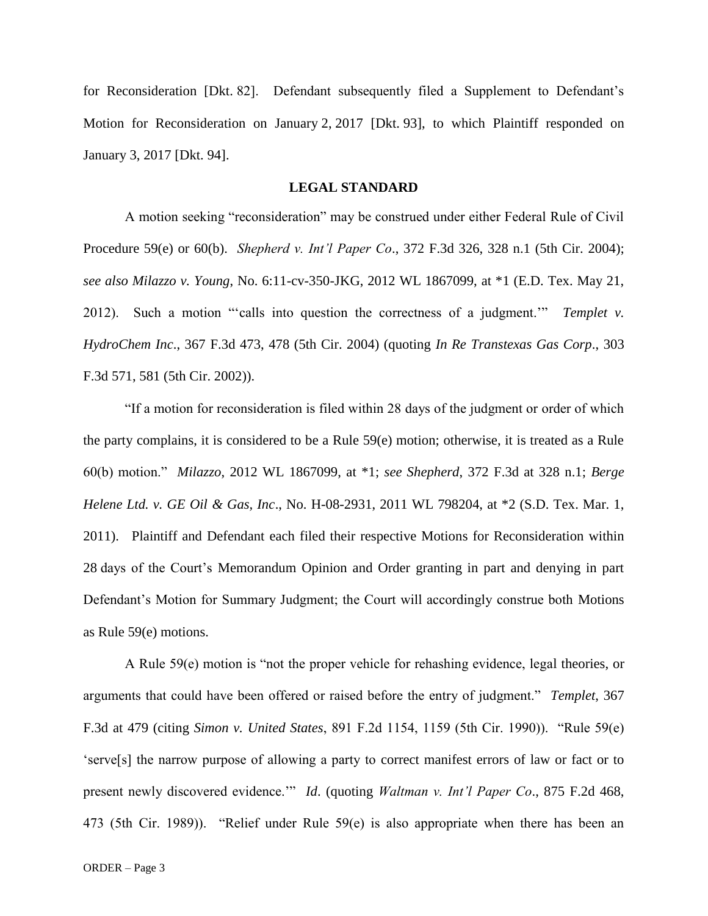for Reconsideration [Dkt. 82]. Defendant subsequently filed a Supplement to Defendant's Motion for Reconsideration on January 2, 2017 [Dkt. 93], to which Plaintiff responded on January 3, 2017 [Dkt. 94].

## LEGAL STANDARD

A motion seeking "reconsideration" may be construed under either Federal Rule of Civil Procedure 59(e) or 60(b). *Shepherd v. Int'l Paper Co*., 372 F.3d 326, 328 n.1 (5th Cir. 2004); *see also Milazzo v. Young*, No. 6:11-cv-350-JKG, 2012 WL 1867099, at *1 (E.D. Tex. May 21, 2012). Such a motion "'calls into question the correctness of a judgment.'" *Templet v. HydroChem Inc*., 367 F.3d 473, 478 (5th Cir. 2004) (quoting *In Re Transtexas Gas Corp*., 303 F.3d 571, 581 (5th Cir. 2002)).

"If a motion for reconsideration is filed within 28 days of the judgment or order of which the party complains, it is considered to be a Rule 59(e) motion; otherwise, it is treated as a Rule 60(b) motion." *Milazzo*, 2012 WL 1867099, at *1; *see Shepherd*, 372 F.3d at 328 n.1; *Berge Helene Ltd. v. GE Oil & Gas, Inc*., No. H-08-2931, 2011 WL 798204, at *2 (S.D. Tex. Mar. 1, 2011). Plaintiff and Defendant each filed their respective Motions for Reconsideration within 28 days of the Court's Memorandum Opinion and Order granting in part and denying in part Defendant's Motion for Summary Judgment; the Court will accordingly construe both Motions as Rule 59(e) motions.

A Rule 59(e) motion is "not the proper vehicle for rehashing evidence, legal theories, or arguments that could have been offered or raised before the entry of judgment." *Templet*, 367 F.3d at 479 (citing *Simon v. United States*, 891 F.2d 1154, 1159 (5th Cir. 1990)). "Rule 59(e) 'serve[s] the narrow purpose of allowing a party to correct manifest errors of law or fact or to present newly discovered evidence.'" *Id*. (quoting *Waltman v. Int'l Paper Co*., 875 F.2d 468, 473 (5th Cir. 1989)). "Relief under Rule 59(e) is also appropriate when there has been an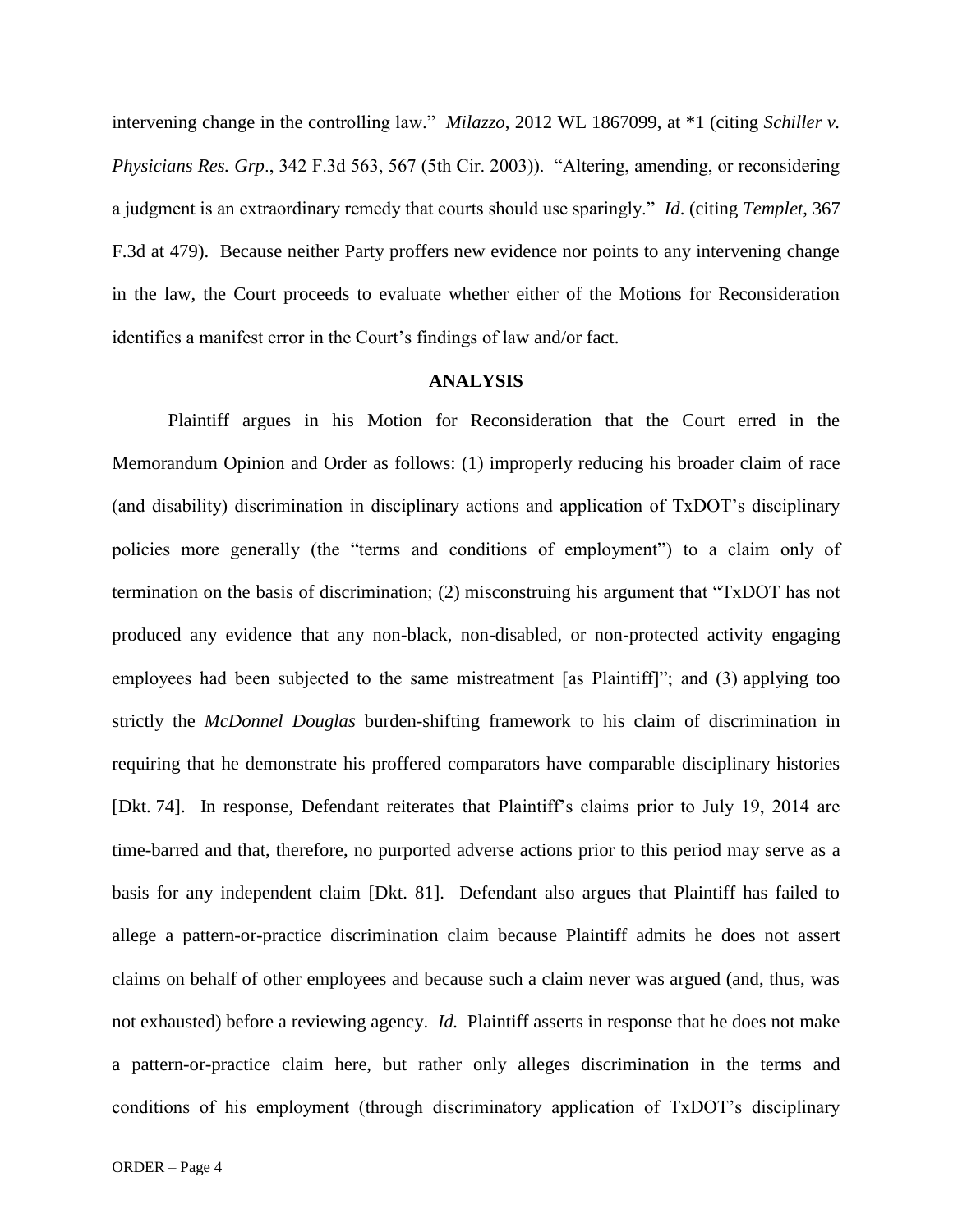intervening change in the controlling law." *Milazzo*, 2012 WL 1867099, at *1 (citing *Schiller v. Physicians Res. Grp*., 342 F.3d 563, 567 (5th Cir. 2003)). "Altering, amending, or reconsidering a judgment is an extraordinary remedy that courts should use sparingly." *Id*. (citing *Templet*, 367 F.3d at 479). Because neither Party proffers new evidence nor points to any intervening change in the law, the Court proceeds to evaluate whether either of the Motions for Reconsideration identifies a manifest error in the Court's findings of law and/or fact.

## ANALYSIS

Plaintiff argues in his Motion for Reconsideration that the Court erred in the Memorandum Opinion and Order as follows: (1) improperly reducing his broader claim of race (and disability) discrimination in disciplinary actions and application of TxDOT's disciplinary policies more generally (the "terms and conditions of employment") to a claim only of termination on the basis of discrimination; (2) misconstruing his argument that "TxDOT has not produced any evidence that any non-black, non-disabled, or non-protected activity engaging employees had been subjected to the same mistreatment [as Plaintiff]"; and (3) applying too strictly the *McDonnel Douglas* burden-shifting framework to his claim of discrimination in requiring that he demonstrate his proffered comparators have comparable disciplinary histories [Dkt. 74]. In response, Defendant reiterates that Plaintiff's claims prior to July 19, 2014 are time-barred and that, therefore, no purported adverse actions prior to this period may serve as a basis for any independent claim [Dkt. 81]. Defendant also argues that Plaintiff has failed to allege a pattern-or-practice discrimination claim because Plaintiff admits he does not assert claims on behalf of other employees and because such a claim never was argued (and, thus, was not exhausted) before a reviewing agency. *Id.* Plaintiff asserts in response that he does not make a pattern-or-practice claim here, but rather only alleges discrimination in the terms and conditions of his employment (through discriminatory application of TxDOT's disciplinary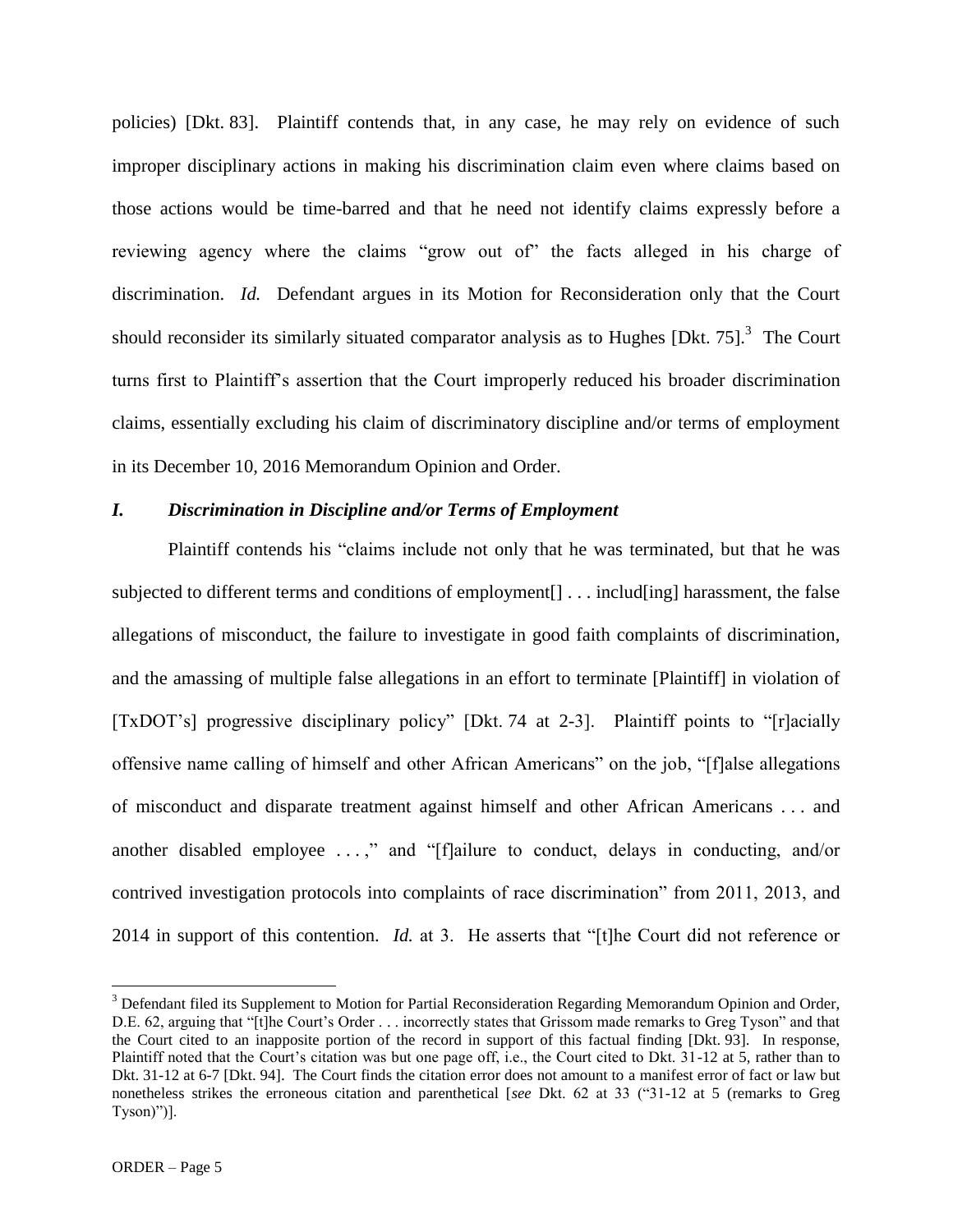policies) [Dkt. 83]. Plaintiff contends that, in any case, he may rely on evidence of such improper disciplinary actions in making his discrimination claim even where claims based on those actions would be time-barred and that he need not identify claims expressly before a reviewing agency where the claims "grow out of" the facts alleged in his charge of discrimination. *Id.* Defendant argues in its Motion for Reconsideration only that the Court should reconsider its similarly situated comparator analysis as to Hughes [Dkt. 75].[3] The Court turns first to Plaintiff's assertion that the Court improperly reduced his broader discrimination claims, essentially excluding his claim of discriminatory discipline and/or terms of employment in its December 10, 2016 Memorandum Opinion and Order.

## *I. Discrimination in Discipline and/or Terms of Employment*

Plaintiff contends his "claims include not only that he was terminated, but that he was subjected to different terms and conditions of employment[] . . . includ[ing] harassment, the false allegations of misconduct, the failure to investigate in good faith complaints of discrimination, and the amassing of multiple false allegations in an effort to terminate [Plaintiff] in violation of [TxDOT's] progressive disciplinary policy" [Dkt. 74 at 2-3]. Plaintiff points to "[r]acially offensive name calling of himself and other African Americans" on the job, "[f]alse allegations of misconduct and disparate treatment against himself and other African Americans . . . and another disabled employee . . . ," and "[f]ailure to conduct, delays in conducting, and/or contrived investigation protocols into complaints of race discrimination" from 2011, 2013, and 2014 in support of this contention. *Id.* at 3. He asserts that "[t]he Court did not reference or

[3] Defendant filed its Supplement to Motion for Partial Reconsideration Regarding Memorandum Opinion and Order, D.E. 62, arguing that "[t]he Court's Order . . . incorrectly states that Grissom made remarks to Greg Tyson" and that the Court cited to an inapposite portion of the record in support of this factual finding [Dkt. 93]. In response, Plaintiff noted that the Court's citation was but one page off, i.e., the Court cited to Dkt. 31-12 at 5, rather than to Dkt. 31-12 at 6-7 [Dkt. 94]. The Court finds the citation error does not amount to a manifest error of fact or law but nonetheless strikes the erroneous citation and parenthetical [*see* Dkt. 62 at 33 ("31-12 at 5 (remarks to Greg Tyson)")].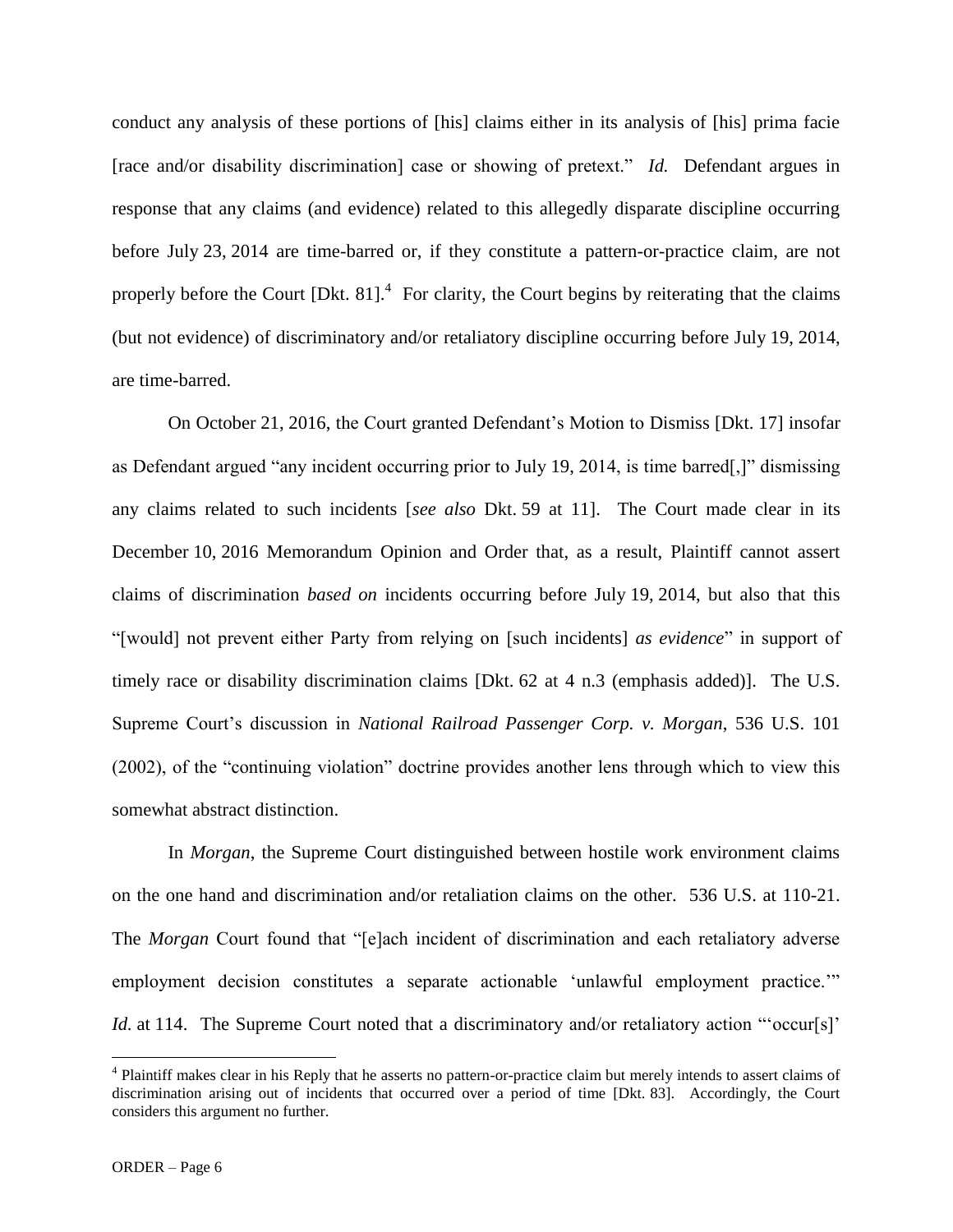conduct any analysis of these portions of [his] claims either in its analysis of [his] prima facie [race and/or disability discrimination] case or showing of pretext." *Id.* Defendant argues in response that any claims (and evidence) related to this allegedly disparate discipline occurring before July 23, 2014 are time-barred or, if they constitute a pattern-or-practice claim, are not properly before the Court [Dkt. 81].[4] For clarity, the Court begins by reiterating that the claims (but not evidence) of discriminatory and/or retaliatory discipline occurring before July 19, 2014, are time-barred.

On October 21, 2016, the Court granted Defendant's Motion to Dismiss [Dkt. 17] insofar as Defendant argued "any incident occurring prior to July 19, 2014, is time barred[,]" dismissing any claims related to such incidents [*see also* Dkt. 59 at 11]. The Court made clear in its December 10, 2016 Memorandum Opinion and Order that, as a result, Plaintiff cannot assert claims of discrimination *based on* incidents occurring before July 19, 2014, but also that this "[would] not prevent either Party from relying on [such incidents] *as evidence*" in support of timely race or disability discrimination claims [Dkt. 62 at 4 n.3 (emphasis added)]. The U.S. Supreme Court's discussion in *National Railroad Passenger Corp. v. Morgan*, 536 U.S. 101 (2002), of the "continuing violation" doctrine provides another lens through which to view this somewhat abstract distinction.

In *Morgan*, the Supreme Court distinguished between hostile work environment claims on the one hand and discrimination and/or retaliation claims on the other. 536 U.S. at 110-21. The *Morgan* Court found that "[e]ach incident of discrimination and each retaliatory adverse employment decision constitutes a separate actionable 'unlawful employment practice.'" *Id.* at 114. The Supreme Court noted that a discriminatory and/or retaliatory action "'occur[s]'

[4] Plaintiff makes clear in his Reply that he asserts no pattern-or-practice claim but merely intends to assert claims of discrimination arising out of incidents that occurred over a period of time [Dkt. 83]. Accordingly, the Court considers this argument no further.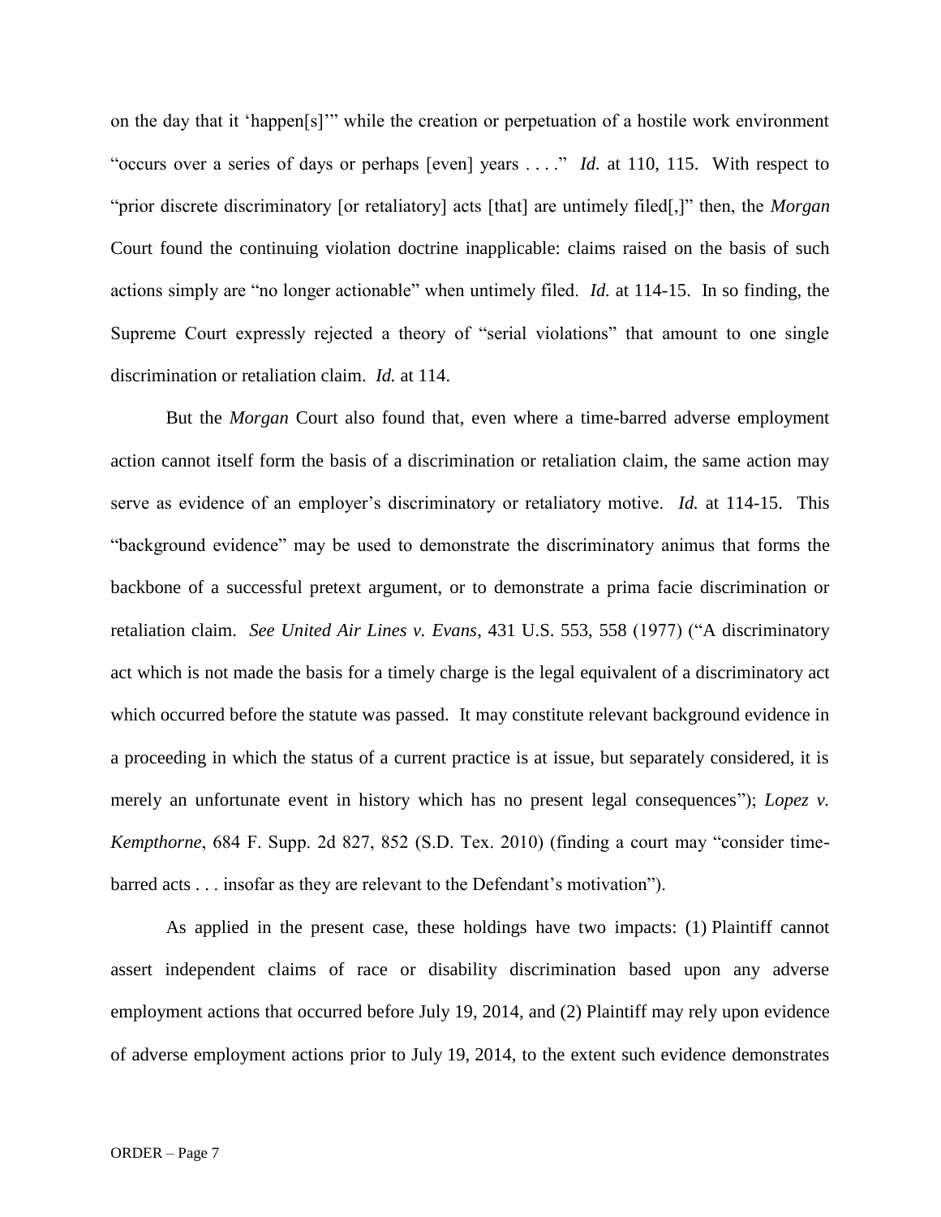on the day that it 'happen[s]'" while the creation or perpetuation of a hostile work environment "occurs over a series of days or perhaps [even] years . . . ." *Id.* at 110, 115. With respect to "prior discrete discriminatory [or retaliatory] acts [that] are untimely filed[,]" then, the *Morgan* Court found the continuing violation doctrine inapplicable: claims raised on the basis of such actions simply are "no longer actionable" when untimely filed. *Id.* at 114-15. In so finding, the Supreme Court expressly rejected a theory of "serial violations" that amount to one single discrimination or retaliation claim. *Id.* at 114.

But the *Morgan* Court also found that, even where a time-barred adverse employment action cannot itself form the basis of a discrimination or retaliation claim, the same action may serve as evidence of an employer's discriminatory or retaliatory motive. *Id.* at 114-15. This "background evidence" may be used to demonstrate the discriminatory animus that forms the backbone of a successful pretext argument, or to demonstrate a prima facie discrimination or retaliation claim. *See United Air Lines v. Evans*, 431 U.S. 553, 558 (1977) ("A discriminatory act which is not made the basis for a timely charge is the legal equivalent of a discriminatory act which occurred before the statute was passed. It may constitute relevant background evidence in a proceeding in which the status of a current practice is at issue, but separately considered, it is merely an unfortunate event in history which has no present legal consequences"); *Lopez v. Kempthorne*, 684 F. Supp. 2d 827, 852 (S.D. Tex. 2010) (finding a court may "consider time-barred acts . . . insofar as they are relevant to the Defendant's motivation").

As applied in the present case, these holdings have two impacts: (1) Plaintiff cannot assert independent claims of race or disability discrimination based upon any adverse employment actions that occurred before July 19, 2014, and (2) Plaintiff may rely upon evidence of adverse employment actions prior to July 19, 2014, to the extent such evidence demonstrates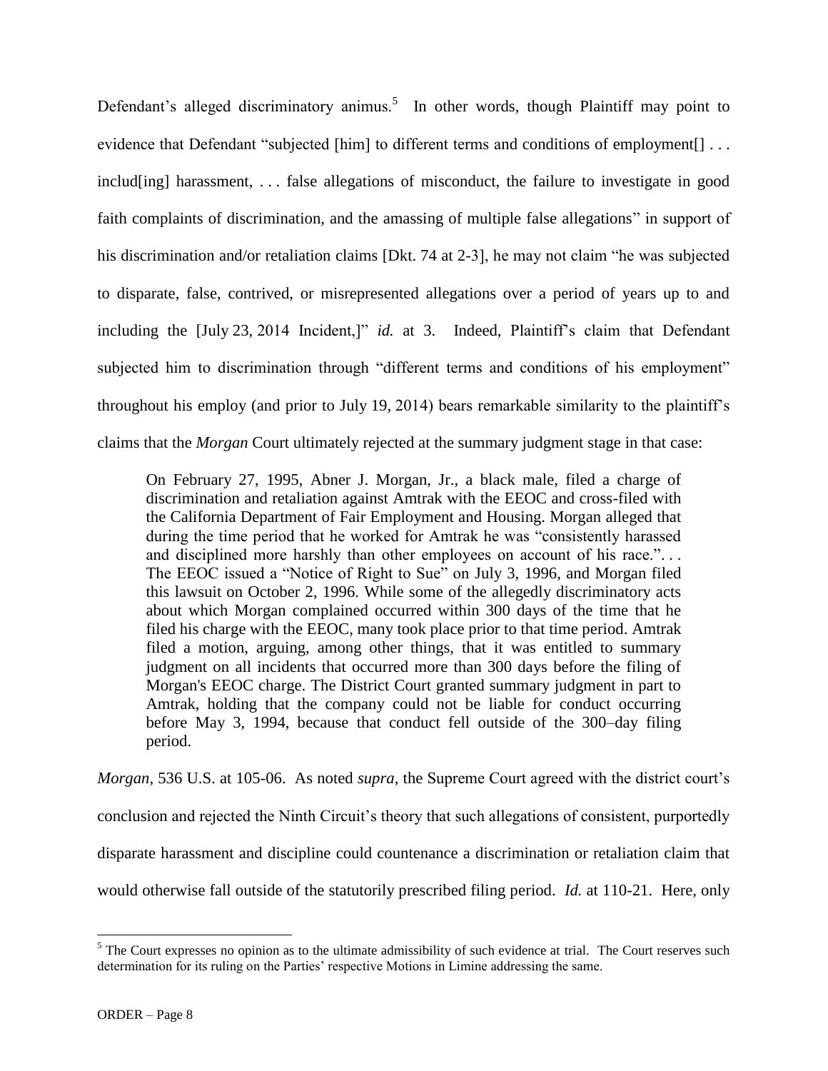Defendant's alleged discriminatory animus.[5] In other words, though Plaintiff may point to evidence that Defendant "subjected [him] to different terms and conditions of employment[] . . . includ[ing] harassment, . . . false allegations of misconduct, the failure to investigate in good faith complaints of discrimination, and the amassing of multiple false allegations" in support of his discrimination and/or retaliation claims [Dkt. 74 at 2-3], he may not claim "he was subjected to disparate, false, contrived, or misrepresented allegations over a period of years up to and including the [July 23, 2014 Incident,]" *id.* at 3. Indeed, Plaintiff's claim that Defendant subjected him to discrimination through "different terms and conditions of his employment" throughout his employ (and prior to July 19, 2014) bears remarkable similarity to the plaintiff's claims that the *Morgan* Court ultimately rejected at the summary judgment stage in that case:

> On February 27, 1995, Abner J. Morgan, Jr., a black male, filed a charge of discrimination and retaliation against Amtrak with the EEOC and cross-filed with the California Department of Fair Employment and Housing. Morgan alleged that during the time period that he worked for Amtrak he was "consistently harassed and disciplined more harshly than other employees on account of his race.". . . The EEOC issued a "Notice of Right to Sue" on July 3, 1996, and Morgan filed this lawsuit on October 2, 1996. While some of the allegedly discriminatory acts about which Morgan complained occurred within 300 days of the time that he filed his charge with the EEOC, many took place prior to that time period. Amtrak filed a motion, arguing, among other things, that it was entitled to summary judgment on all incidents that occurred more than 300 days before the filing of Morgan's EEOC charge. The District Court granted summary judgment in part to Amtrak, holding that the company could not be liable for conduct occurring before May 3, 1994, because that conduct fell outside of the 300–day filing period.

*Morgan*, 536 U.S. at 105-06. As noted *supra*, the Supreme Court agreed with the district court's conclusion and rejected the Ninth Circuit's theory that such allegations of consistent, purportedly disparate harassment and discipline could countenance a discrimination or retaliation claim that would otherwise fall outside of the statutorily prescribed filing period. *Id.* at 110-21. Here, only

[5] The Court expresses no opinion as to the ultimate admissibility of such evidence at trial. The Court reserves such determination for its ruling on the Parties' respective Motions in Limine addressing the same.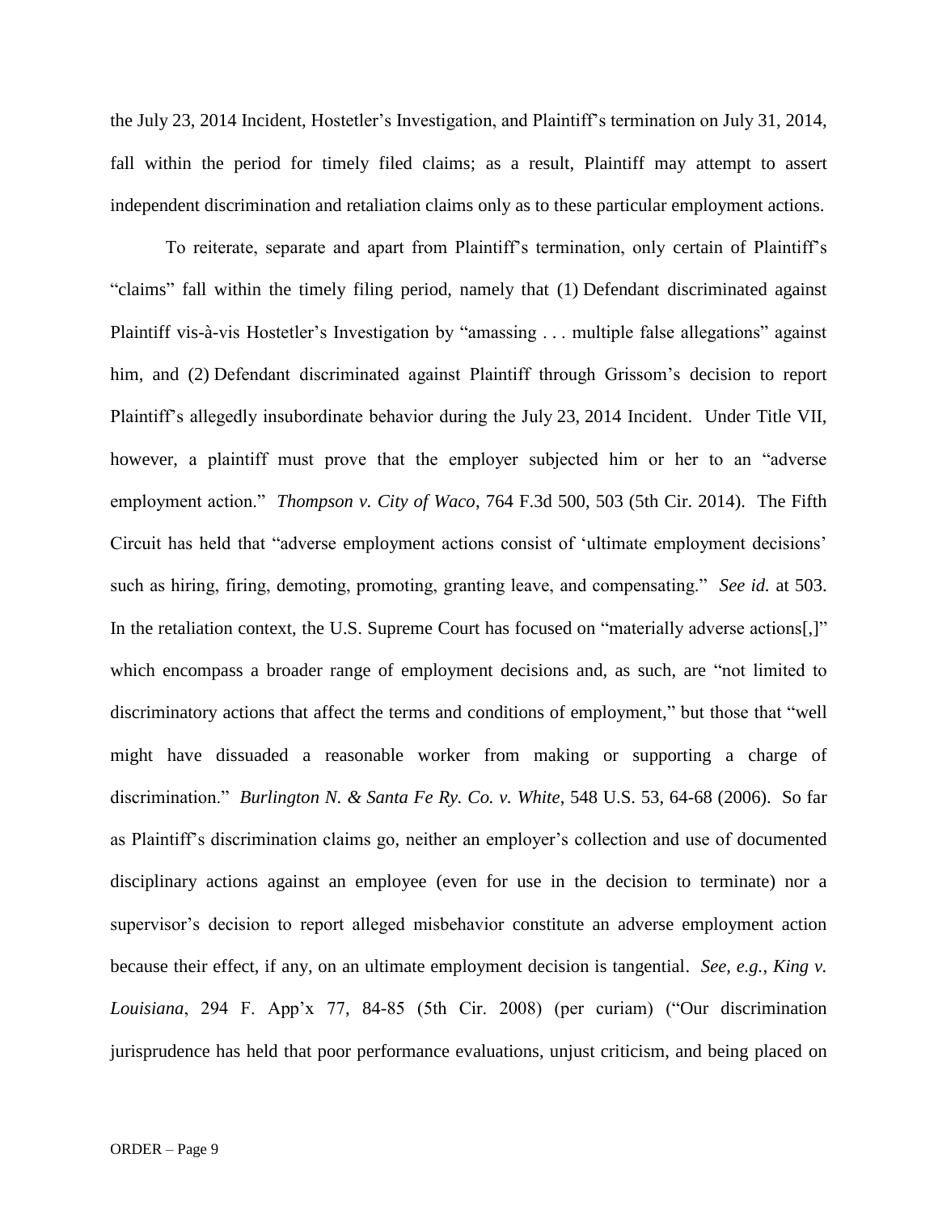the July 23, 2014 Incident, Hostetler's Investigation, and Plaintiff's termination on July 31, 2014, fall within the period for timely filed claims; as a result, Plaintiff may attempt to assert independent discrimination and retaliation claims only as to these particular employment actions.

To reiterate, separate and apart from Plaintiff's termination, only certain of Plaintiff's "claims" fall within the timely filing period, namely that (1) Defendant discriminated against Plaintiff vis-à-vis Hostetler's Investigation by "amassing . . . multiple false allegations" against him, and (2) Defendant discriminated against Plaintiff through Grissom's decision to report Plaintiff's allegedly insubordinate behavior during the July 23, 2014 Incident. Under Title VII, however, a plaintiff must prove that the employer subjected him or her to an "adverse employment action." *Thompson v. City of Waco*, 764 F.3d 500, 503 (5th Cir. 2014). The Fifth Circuit has held that "adverse employment actions consist of 'ultimate employment decisions' such as hiring, firing, demoting, promoting, granting leave, and compensating." *See id.* at 503. In the retaliation context, the U.S. Supreme Court has focused on "materially adverse actions[,]" which encompass a broader range of employment decisions and, as such, are "not limited to discriminatory actions that affect the terms and conditions of employment," but those that "well might have dissuaded a reasonable worker from making or supporting a charge of discrimination." *Burlington N. & Santa Fe Ry. Co. v. White*, 548 U.S. 53, 64-68 (2006). So far as Plaintiff's discrimination claims go, neither an employer's collection and use of documented disciplinary actions against an employee (even for use in the decision to terminate) nor a supervisor's decision to report alleged misbehavior constitute an adverse employment action because their effect, if any, on an ultimate employment decision is tangential. *See, e.g.*, *King v. Louisiana*, 294 F. App'x 77, 84-85 (5th Cir. 2008) (per curiam) ("Our discrimination jurisprudence has held that poor performance evaluations, unjust criticism, and being placed on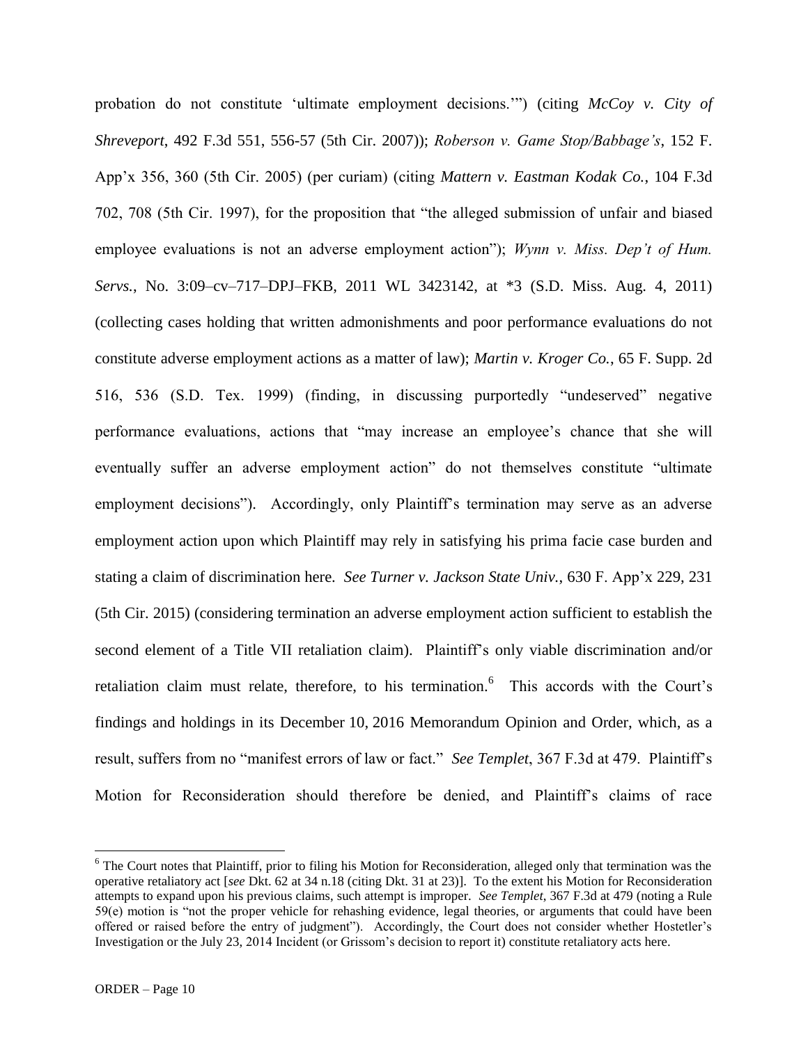probation do not constitute 'ultimate employment decisions.'") (citing *McCoy v. City of Shreveport*, 492 F.3d 551, 556-57 (5th Cir. 2007)); *Roberson v. Game Stop/Babbage's*, 152 F. App'x 356, 360 (5th Cir. 2005) (per curiam) (citing *Mattern v. Eastman Kodak Co.*, 104 F.3d 702, 708 (5th Cir. 1997), for the proposition that "the alleged submission of unfair and biased employee evaluations is not an adverse employment action"); *Wynn v. Miss. Dep't of Hum. Servs.*, No. 3:09–cv–717–DPJ–FKB, 2011 WL 3423142, at *3 (S.D. Miss. Aug. 4, 2011) (collecting cases holding that written admonishments and poor performance evaluations do not constitute adverse employment actions as a matter of law); *Martin v. Kroger Co.*, 65 F. Supp. 2d 516, 536 (S.D. Tex. 1999) (finding, in discussing purportedly "undeserved" negative performance evaluations, actions that "may increase an employee's chance that she will eventually suffer an adverse employment action" do not themselves constitute "ultimate employment decisions"). Accordingly, only Plaintiff's termination may serve as an adverse employment action upon which Plaintiff may rely in satisfying his prima facie case burden and stating a claim of discrimination here. *See Turner v. Jackson State Univ.*, 630 F. App'x 229, 231 (5th Cir. 2015) (considering termination an adverse employment action sufficient to establish the second element of a Title VII retaliation claim). Plaintiff's only viable discrimination and/or retaliation claim must relate, therefore, to his termination.[6] This accords with the Court's findings and holdings in its December 10, 2016 Memorandum Opinion and Order, which, as a result, suffers from no "manifest errors of law or fact." *See Templet*, 367 F.3d at 479. Plaintiff's Motion for Reconsideration should therefore be denied, and Plaintiff's claims of race

---

[6] The Court notes that Plaintiff, prior to filing his Motion for Reconsideration, alleged only that termination was the operative retaliatory act [*see* Dkt. 62 at 34 n.18 (citing Dkt. 31 at 23)]. To the extent his Motion for Reconsideration attempts to expand upon his previous claims, such attempt is improper. *See Templet*, 367 F.3d at 479 (noting a Rule 59(e) motion is "not the proper vehicle for rehashing evidence, legal theories, or arguments that could have been offered or raised before the entry of judgment"). Accordingly, the Court does not consider whether Hostetler's Investigation or the July 23, 2014 Incident (or Grissom's decision to report it) constitute retaliatory acts here.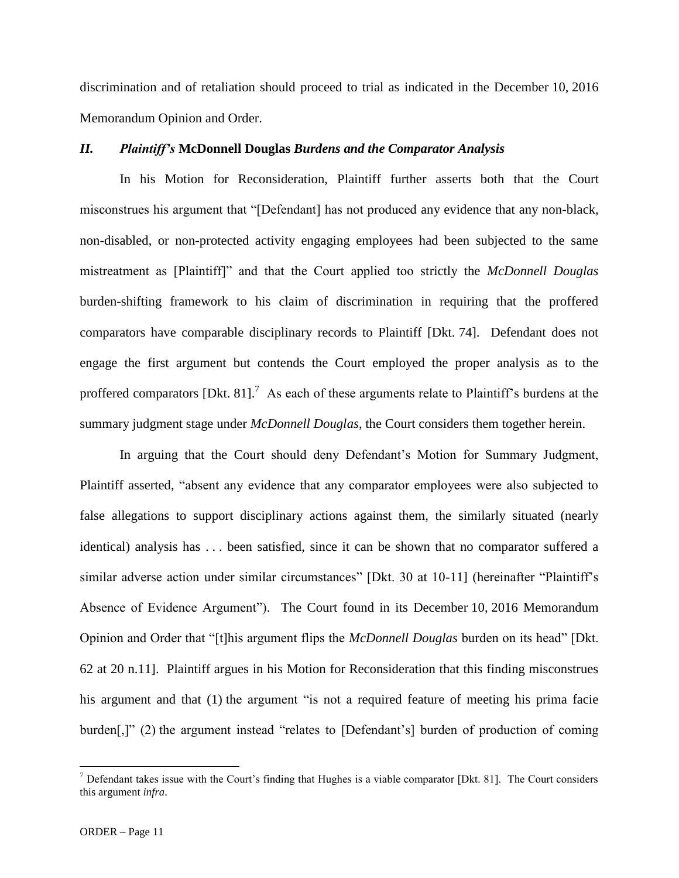discrimination and of retaliation should proceed to trial as indicated in the December 10, 2016 Memorandum Opinion and Order.

## *II. Plaintiff's* **McDonnell Douglas** *Burdens and the Comparator Analysis*

In his Motion for Reconsideration, Plaintiff further asserts both that the Court misconstrues his argument that "[Defendant] has not produced any evidence that any non-black, non-disabled, or non-protected activity engaging employees had been subjected to the same mistreatment as [Plaintiff]" and that the Court applied too strictly the *McDonnell Douglas* burden-shifting framework to his claim of discrimination in requiring that the proffered comparators have comparable disciplinary records to Plaintiff [Dkt. 74]. Defendant does not engage the first argument but contends the Court employed the proper analysis as to the proffered comparators [Dkt. 81].[7] As each of these arguments relate to Plaintiff's burdens at the summary judgment stage under *McDonnell Douglas*, the Court considers them together herein.

In arguing that the Court should deny Defendant's Motion for Summary Judgment, Plaintiff asserted, "absent any evidence that any comparator employees were also subjected to false allegations to support disciplinary actions against them, the similarly situated (nearly identical) analysis has . . . been satisfied, since it can be shown that no comparator suffered a similar adverse action under similar circumstances" [Dkt. 30 at 10-11] (hereinafter "Plaintiff's Absence of Evidence Argument"). The Court found in its December 10, 2016 Memorandum Opinion and Order that "[t]his argument flips the *McDonnell Douglas* burden on its head" [Dkt. 62 at 20 n.11]. Plaintiff argues in his Motion for Reconsideration that this finding misconstrues his argument and that (1) the argument "is not a required feature of meeting his prima facie burden[,]" (2) the argument instead "relates to [Defendant's] burden of production of coming

---

[7] Defendant takes issue with the Court's finding that Hughes is a viable comparator [Dkt. 81]. The Court considers this argument *infra*.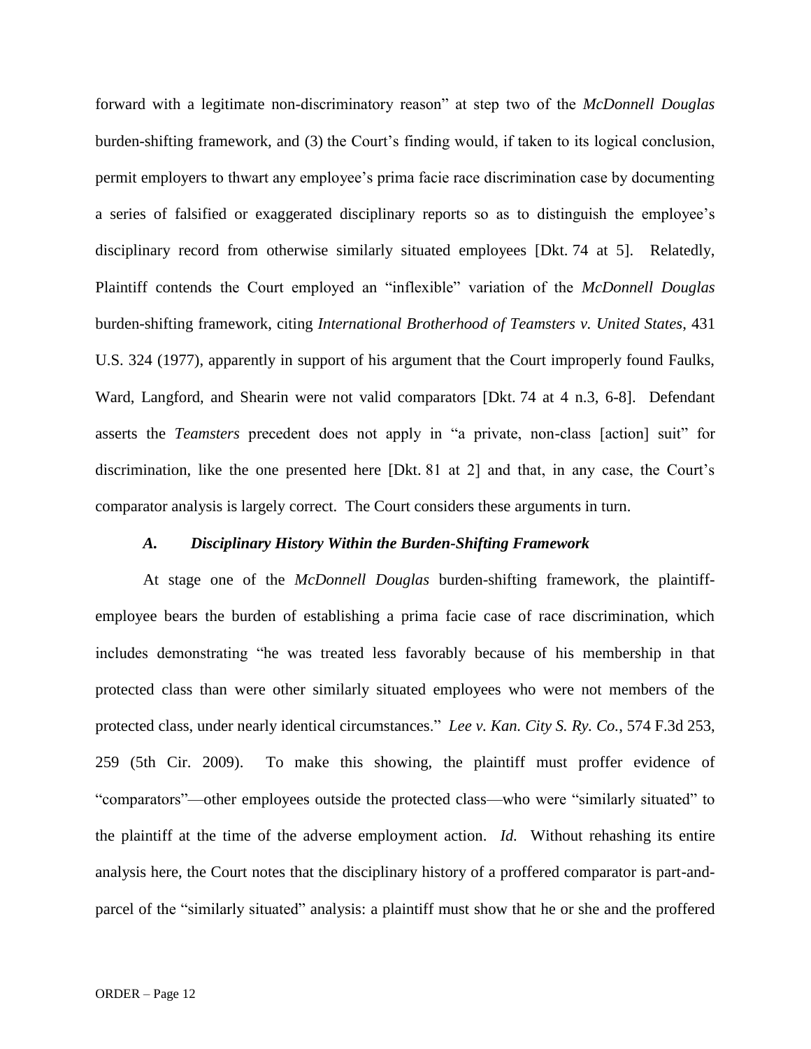forward with a legitimate non-discriminatory reason" at step two of the *McDonnell Douglas* burden-shifting framework, and (3) the Court's finding would, if taken to its logical conclusion, permit employers to thwart any employee's prima facie race discrimination case by documenting a series of falsified or exaggerated disciplinary reports so as to distinguish the employee's disciplinary record from otherwise similarly situated employees [Dkt. 74 at 5]. Relatedly, Plaintiff contends the Court employed an "inflexible" variation of the *McDonnell Douglas* burden-shifting framework, citing *International Brotherhood of Teamsters v. United States*, 431 U.S. 324 (1977), apparently in support of his argument that the Court improperly found Faulks, Ward, Langford, and Shearin were not valid comparators [Dkt. 74 at 4 n.3, 6-8]. Defendant asserts the *Teamsters* precedent does not apply in "a private, non-class [action] suit" for discrimination, like the one presented here [Dkt. 81 at 2] and that, in any case, the Court's comparator analysis is largely correct. The Court considers these arguments in turn.

### *A. Disciplinary History Within the Burden-Shifting Framework*

At stage one of the *McDonnell Douglas* burden-shifting framework, the plaintiff-employee bears the burden of establishing a prima facie case of race discrimination, which includes demonstrating "he was treated less favorably because of his membership in that protected class than were other similarly situated employees who were not members of the protected class, under nearly identical circumstances." *Lee v. Kan. City S. Ry. Co.*, 574 F.3d 253, 259 (5th Cir. 2009). To make this showing, the plaintiff must proffer evidence of "comparators"—other employees outside the protected class—who were "similarly situated" to the plaintiff at the time of the adverse employment action. *Id.* Without rehashing its entire analysis here, the Court notes that the disciplinary history of a proffered comparator is part-and-parcel of the "similarly situated" analysis: a plaintiff must show that he or she and the proffered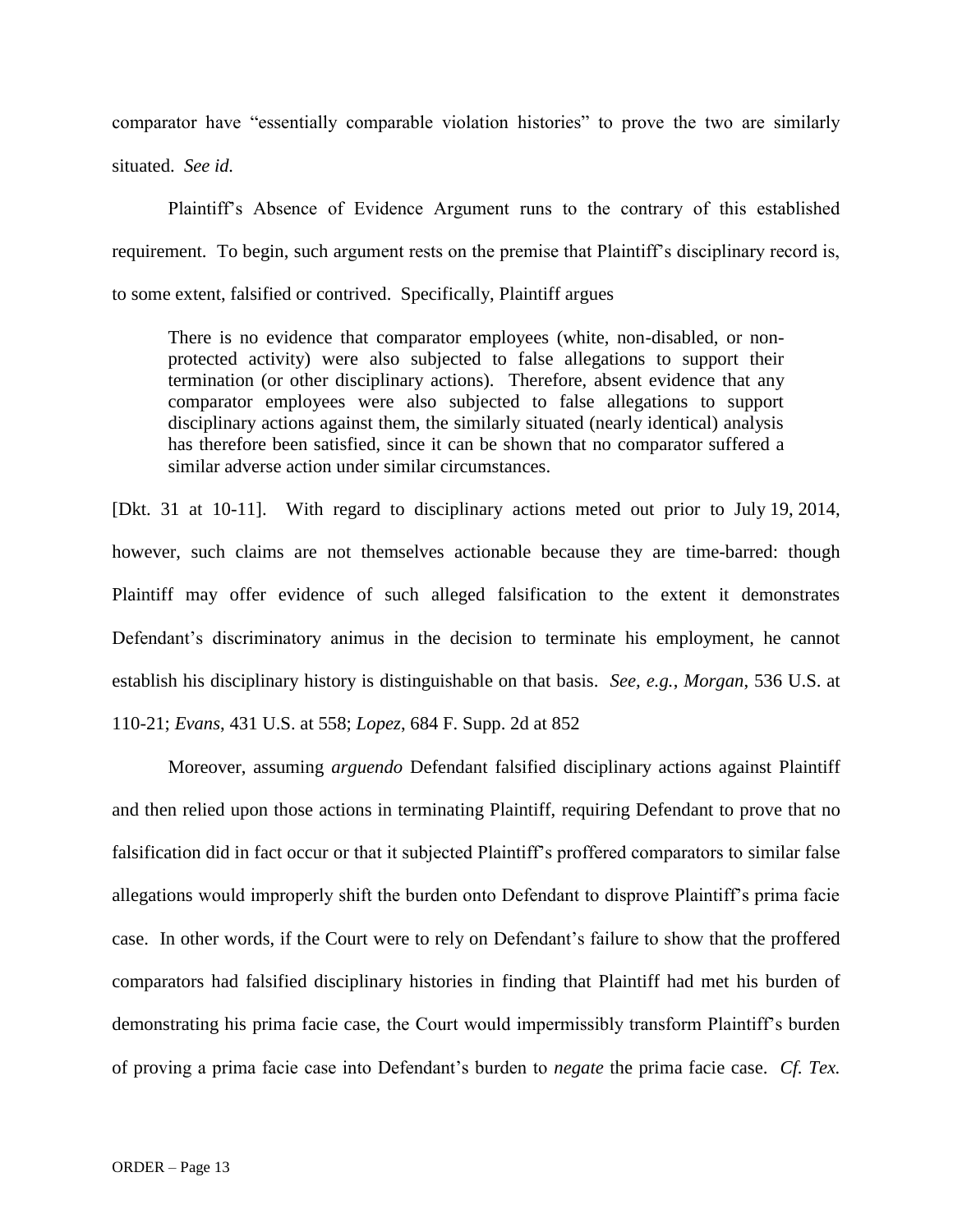comparator have "essentially comparable violation histories" to prove the two are similarly situated. *See id.*

Plaintiff's Absence of Evidence Argument runs to the contrary of this established requirement. To begin, such argument rests on the premise that Plaintiff's disciplinary record is, to some extent, falsified or contrived. Specifically, Plaintiff argues

> There is no evidence that comparator employees (white, non-disabled, or non-protected activity) were also subjected to false allegations to support their termination (or other disciplinary actions). Therefore, absent evidence that any comparator employees were also subjected to false allegations to support disciplinary actions against them, the similarly situated (nearly identical) analysis has therefore been satisfied, since it can be shown that no comparator suffered a similar adverse action under similar circumstances.

[Dkt. 31 at 10-11]. With regard to disciplinary actions meted out prior to July 19, 2014, however, such claims are not themselves actionable because they are time-barred: though Plaintiff may offer evidence of such alleged falsification to the extent it demonstrates Defendant's discriminatory animus in the decision to terminate his employment, he cannot establish his disciplinary history is distinguishable on that basis. *See, e.g.*, *Morgan*, 536 U.S. at 110-21; *Evans*, 431 U.S. at 558; *Lopez*, 684 F. Supp. 2d at 852

Moreover, assuming *arguendo* Defendant falsified disciplinary actions against Plaintiff and then relied upon those actions in terminating Plaintiff, requiring Defendant to prove that no falsification did in fact occur or that it subjected Plaintiff's proffered comparators to similar false allegations would improperly shift the burden onto Defendant to disprove Plaintiff's prima facie case. In other words, if the Court were to rely on Defendant's failure to show that the proffered comparators had falsified disciplinary histories in finding that Plaintiff had met his burden of demonstrating his prima facie case, the Court would impermissibly transform Plaintiff's burden of proving a prima facie case into Defendant's burden to *negate* the prima facie case. *Cf. Tex.*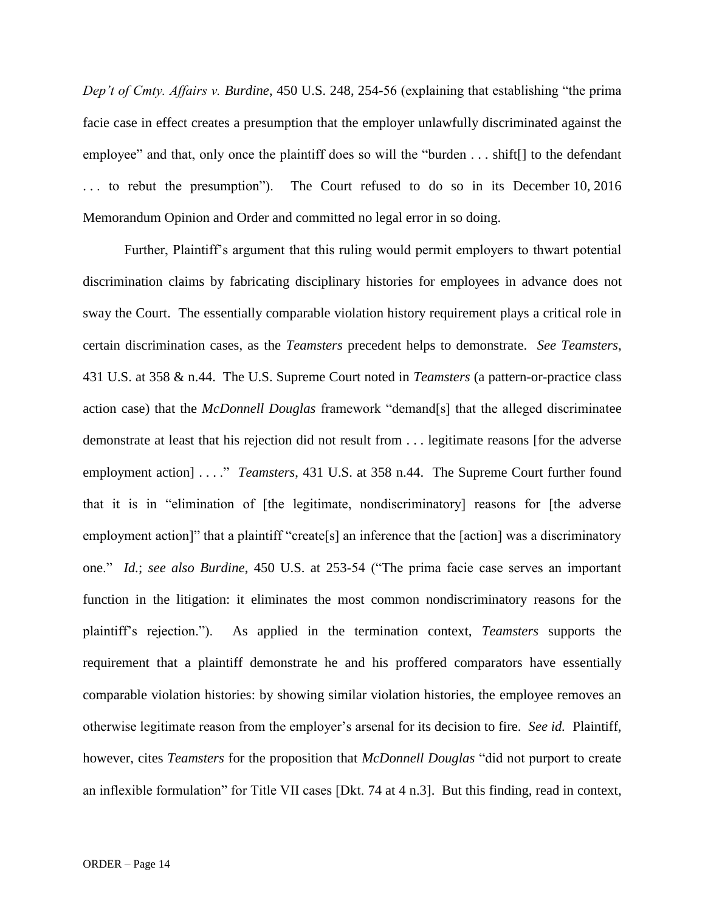*Dep't of Cmty. Affairs v. Burdine*, 450 U.S. 248, 254-56 (explaining that establishing "the prima facie case in effect creates a presumption that the employer unlawfully discriminated against the employee" and that, only once the plaintiff does so will the "burden . . . shift[] to the defendant . . . to rebut the presumption"). The Court refused to do so in its December 10, 2016 Memorandum Opinion and Order and committed no legal error in so doing.

Further, Plaintiff's argument that this ruling would permit employers to thwart potential discrimination claims by fabricating disciplinary histories for employees in advance does not sway the Court. The essentially comparable violation history requirement plays a critical role in certain discrimination cases, as the *Teamsters* precedent helps to demonstrate. *See Teamsters*, 431 U.S. at 358 & n.44. The U.S. Supreme Court noted in *Teamsters* (a pattern-or-practice class action case) that the *McDonnell Douglas* framework "demand[s] that the alleged discriminatee demonstrate at least that his rejection did not result from . . . legitimate reasons [for the adverse employment action] . . . ." *Teamsters*, 431 U.S. at 358 n.44. The Supreme Court further found that it is in "elimination of [the legitimate, nondiscriminatory] reasons for [the adverse employment action]" that a plaintiff "create[s] an inference that the [action] was a discriminatory one." *Id.*; *see also Burdine*, 450 U.S. at 253-54 ("The prima facie case serves an important function in the litigation: it eliminates the most common nondiscriminatory reasons for the plaintiff's rejection."). As applied in the termination context, *Teamsters* supports the requirement that a plaintiff demonstrate he and his proffered comparators have essentially comparable violation histories: by showing similar violation histories, the employee removes an otherwise legitimate reason from the employer's arsenal for its decision to fire. *See id.* Plaintiff, however, cites *Teamsters* for the proposition that *McDonnell Douglas* "did not purport to create an inflexible formulation" for Title VII cases [Dkt. 74 at 4 n.3]. But this finding, read in context,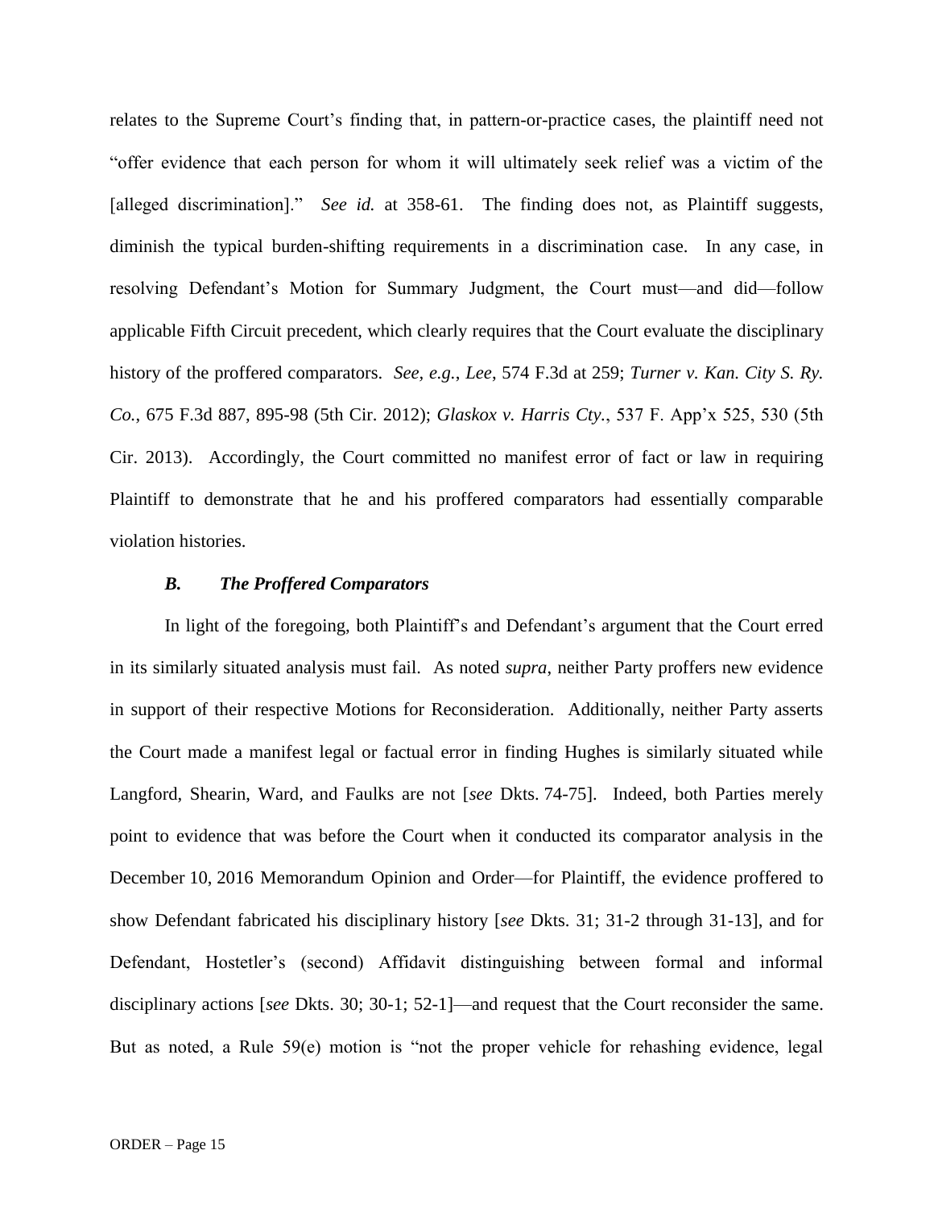relates to the Supreme Court's finding that, in pattern-or-practice cases, the plaintiff need not "offer evidence that each person for whom it will ultimately seek relief was a victim of the [alleged discrimination]." *See id.* at 358-61. The finding does not, as Plaintiff suggests, diminish the typical burden-shifting requirements in a discrimination case. In any case, in resolving Defendant's Motion for Summary Judgment, the Court must—and did—follow applicable Fifth Circuit precedent, which clearly requires that the Court evaluate the disciplinary history of the proffered comparators. *See, e.g.*, *Lee*, 574 F.3d at 259; *Turner v. Kan. City S. Ry. Co.*, 675 F.3d 887, 895-98 (5th Cir. 2012); *Glaskox v. Harris Cty.*, 537 F. App'x 525, 530 (5th Cir. 2013). Accordingly, the Court committed no manifest error of fact or law in requiring Plaintiff to demonstrate that he and his proffered comparators had essentially comparable violation histories.

### *B. The Proffered Comparators*

In light of the foregoing, both Plaintiff's and Defendant's argument that the Court erred in its similarly situated analysis must fail. As noted *supra*, neither Party proffers new evidence in support of their respective Motions for Reconsideration. Additionally, neither Party asserts the Court made a manifest legal or factual error in finding Hughes is similarly situated while Langford, Shearin, Ward, and Faulks are not [*see* Dkts. 74-75]. Indeed, both Parties merely point to evidence that was before the Court when it conducted its comparator analysis in the December 10, 2016 Memorandum Opinion and Order—for Plaintiff, the evidence proffered to show Defendant fabricated his disciplinary history [*see* Dkts. 31; 31-2 through 31-13], and for Defendant, Hostetler's (second) Affidavit distinguishing between formal and informal disciplinary actions [*see* Dkts. 30; 30-1; 52-1]—and request that the Court reconsider the same. But as noted, a Rule 59(e) motion is "not the proper vehicle for rehashing evidence, legal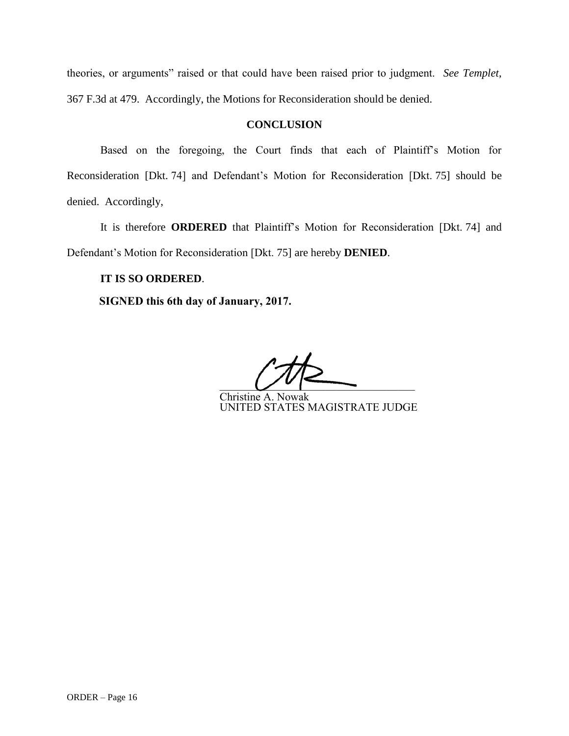theories, or arguments" raised or that could have been raised prior to judgment. *See Templet*, 367 F.3d at 479. Accordingly, the Motions for Reconsideration should be denied.

## CONCLUSION

Based on the foregoing, the Court finds that each of Plaintiff's Motion for Reconsideration [Dkt. 74] and Defendant's Motion for Reconsideration [Dkt. 75] should be denied. Accordingly,

It is therefore **ORDERED** that Plaintiff's Motion for Reconsideration [Dkt. 74] and Defendant's Motion for Reconsideration [Dkt. 75] are hereby **DENIED**.

**IT IS SO ORDERED**.

**SIGNED this 6th day of January, 2017.**

Christine A. Nowak
UNITED STATES MAGISTRATE JUDGE